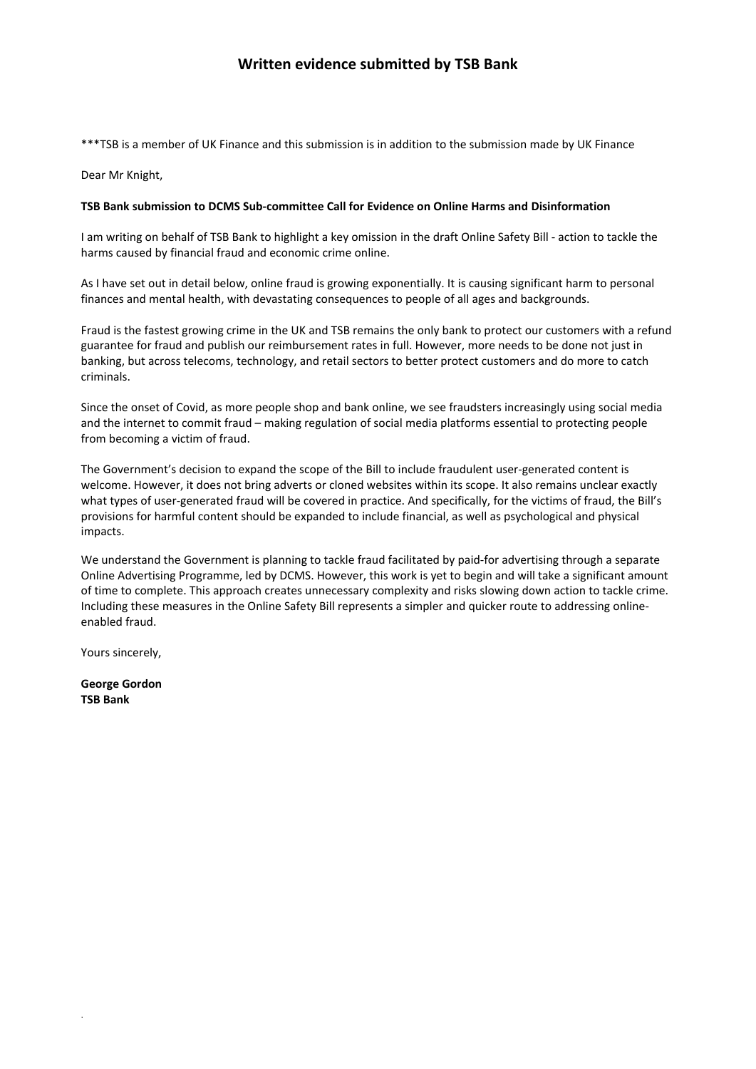# Written evidence submitted by TSB Bank

***TSB is a member of UK Finance and this submission is in addition to the submission made by UK Finance

Dear Mr Knight,

**TSB Bank submission to DCMS Sub-committee Call for Evidence on Online Harms and Disinformation**

I am writing on behalf of TSB Bank to highlight a key omission in the draft Online Safety Bill - action to tackle the harms caused by financial fraud and economic crime online.

As I have set out in detail below, online fraud is growing exponentially. It is causing significant harm to personal finances and mental health, with devastating consequences to people of all ages and backgrounds.

Fraud is the fastest growing crime in the UK and TSB remains the only bank to protect our customers with a refund guarantee for fraud and publish our reimbursement rates in full. However, more needs to be done not just in banking, but across telecoms, technology, and retail sectors to better protect customers and do more to catch criminals.

Since the onset of Covid, as more people shop and bank online, we see fraudsters increasingly using social media and the internet to commit fraud – making regulation of social media platforms essential to protecting people from becoming a victim of fraud.

The Government's decision to expand the scope of the Bill to include fraudulent user-generated content is welcome. However, it does not bring adverts or cloned websites within its scope. It also remains unclear exactly what types of user-generated fraud will be covered in practice. And specifically, for the victims of fraud, the Bill's provisions for harmful content should be expanded to include financial, as well as psychological and physical impacts.

We understand the Government is planning to tackle fraud facilitated by paid-for advertising through a separate Online Advertising Programme, led by DCMS. However, this work is yet to begin and will take a significant amount of time to complete. This approach creates unnecessary complexity and risks slowing down action to tackle crime. Including these measures in the Online Safety Bill represents a simpler and quicker route to addressing online-enabled fraud.

Yours sincerely,

**George Gordon**
**TSB Bank**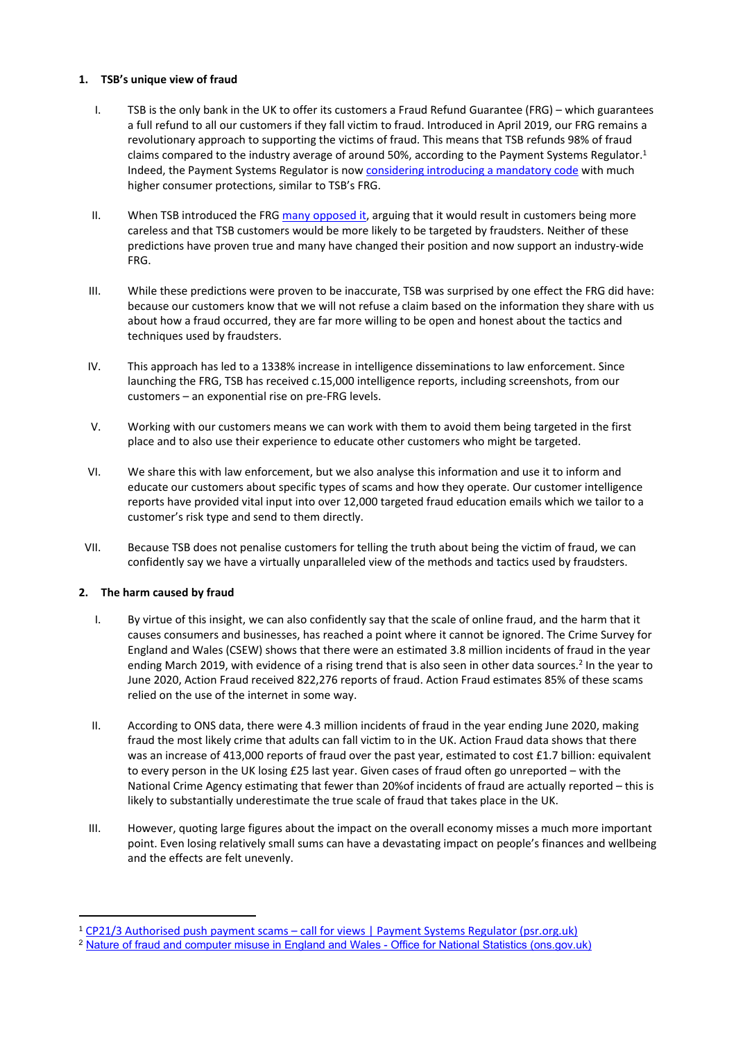## 1. TSB's unique view of fraud

I. TSB is the only bank in the UK to offer its customers a Fraud Refund Guarantee (FRG) – which guarantees a full refund to all our customers if they fall victim to fraud. Introduced in April 2019, our FRG remains a revolutionary approach to supporting the victims of fraud. This means that TSB refunds 98% of fraud claims compared to the industry average of around 50%, according to the Payment Systems Regulator.[1] Indeed, the Payment Systems Regulator is now considering introducing a mandatory code with much higher consumer protections, similar to TSB's FRG.

II. When TSB introduced the FRG many opposed it, arguing that it would result in customers being more careless and that TSB customers would be more likely to be targeted by fraudsters. Neither of these predictions have proven true and many have changed their position and now support an industry-wide FRG.

III. While these predictions were proven to be inaccurate, TSB was surprised by one effect the FRG did have: because our customers know that we will not refuse a claim based on the information they share with us about how a fraud occurred, they are far more willing to be open and honest about the tactics and techniques used by fraudsters.

IV. This approach has led to a 1338% increase in intelligence disseminations to law enforcement. Since launching the FRG, TSB has received c.15,000 intelligence reports, including screenshots, from our customers – an exponential rise on pre-FRG levels.

V. Working with our customers means we can work with them to avoid them being targeted in the first place and to also use their experience to educate other customers who might be targeted.

VI. We share this with law enforcement, but we also analyse this information and use it to inform and educate our customers about specific types of scams and how they operate. Our customer intelligence reports have provided vital input into over 12,000 targeted fraud education emails which we tailor to a customer's risk type and send to them directly.

VII. Because TSB does not penalise customers for telling the truth about being the victim of fraud, we can confidently say we have a virtually unparalleled view of the methods and tactics used by fraudsters.

## 2. The harm caused by fraud

I. By virtue of this insight, we can also confidently say that the scale of online fraud, and the harm that it causes consumers and businesses, has reached a point where it cannot be ignored. The Crime Survey for England and Wales (CSEW) shows that there were an estimated 3.8 million incidents of fraud in the year ending March 2019, with evidence of a rising trend that is also seen in other data sources.[2] In the year to June 2020, Action Fraud received 822,276 reports of fraud. Action Fraud estimates 85% of these scams relied on the use of the internet in some way.

II. According to ONS data, there were 4.3 million incidents of fraud in the year ending June 2020, making fraud the most likely crime that adults can fall victim to in the UK. Action Fraud data shows that there was an increase of 413,000 reports of fraud over the past year, estimated to cost £1.7 billion: equivalent to every person in the UK losing £25 last year. Given cases of fraud often go unreported – with the National Crime Agency estimating that fewer than 20%of incidents of fraud are actually reported – this is likely to substantially underestimate the true scale of fraud that takes place in the UK.

III. However, quoting large figures about the impact on the overall economy misses a much more important point. Even losing relatively small sums can have a devastating impact on people's finances and wellbeing and the effects are felt unevenly.

---

[1] CP21/3 Authorised push payment scams – call for views | Payment Systems Regulator (psr.org.uk)

[2] Nature of fraud and computer misuse in England and Wales - Office for National Statistics (ons.gov.uk)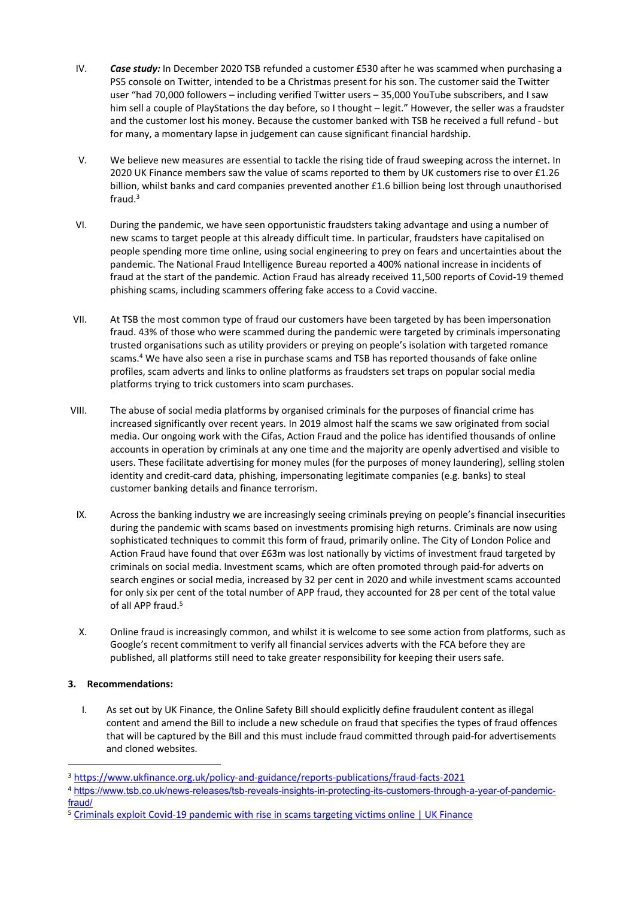IV. ***Case study:*** In December 2020 TSB refunded a customer £530 after he was scammed when purchasing a PS5 console on Twitter, intended to be a Christmas present for his son. The customer said the Twitter user "had 70,000 followers – including verified Twitter users – 35,000 YouTube subscribers, and I saw him sell a couple of PlayStations the day before, so I thought – legit." However, the seller was a fraudster and the customer lost his money. Because the customer banked with TSB he received a full refund - but for many, a momentary lapse in judgement can cause significant financial hardship.

V. We believe new measures are essential to tackle the rising tide of fraud sweeping across the internet. In 2020 UK Finance members saw the value of scams reported to them by UK customers rise to over £1.26 billion, whilst banks and card companies prevented another £1.6 billion being lost through unauthorised fraud.[3]

VI. During the pandemic, we have seen opportunistic fraudsters taking advantage and using a number of new scams to target people at this already difficult time. In particular, fraudsters have capitalised on people spending more time online, using social engineering to prey on fears and uncertainties about the pandemic. The National Fraud Intelligence Bureau reported a 400% national increase in incidents of fraud at the start of the pandemic. Action Fraud has already received 11,500 reports of Covid-19 themed phishing scams, including scammers offering fake access to a Covid vaccine.

VII. At TSB the most common type of fraud our customers have been targeted by has been impersonation fraud. 43% of those who were scammed during the pandemic were targeted by criminals impersonating trusted organisations such as utility providers or preying on people's isolation with targeted romance scams.[4] We have also seen a rise in purchase scams and TSB has reported thousands of fake online profiles, scam adverts and links to online platforms as fraudsters set traps on popular social media platforms trying to trick customers into scam purchases.

VIII. The abuse of social media platforms by organised criminals for the purposes of financial crime has increased significantly over recent years. In 2019 almost half the scams we saw originated from social media. Our ongoing work with the Cifas, Action Fraud and the police has identified thousands of online accounts in operation by criminals at any one time and the majority are openly advertised and visible to users. These facilitate advertising for money mules (for the purposes of money laundering), selling stolen identity and credit-card data, phishing, impersonating legitimate companies (e.g. banks) to steal customer banking details and finance terrorism.

IX. Across the banking industry we are increasingly seeing criminals preying on people's financial insecurities during the pandemic with scams based on investments promising high returns. Criminals are now using sophisticated techniques to commit this form of fraud, primarily online. The City of London Police and Action Fraud have found that over £63m was lost nationally by victims of investment fraud targeted by criminals on social media. Investment scams, which are often promoted through paid-for adverts on search engines or social media, increased by 32 per cent in 2020 and while investment scams accounted for only six per cent of the total number of APP fraud, they accounted for 28 per cent of the total value of all APP fraud.[5]

X. Online fraud is increasingly common, and whilst it is welcome to see some action from platforms, such as Google's recent commitment to verify all financial services adverts with the FCA before they are published, all platforms still need to take greater responsibility for keeping their users safe.

### 3. Recommendations:

I. As set out by UK Finance, the Online Safety Bill should explicitly define fraudulent content as illegal content and amend the Bill to include a new schedule on fraud that specifies the types of fraud offences that will be captured by the Bill and this must include fraud committed through paid-for advertisements and cloned websites.

---

[3] https://www.ukfinance.org.uk/policy-and-guidance/reports-publications/fraud-facts-2021

[4] https://www.tsb.co.uk/news-releases/tsb-reveals-insights-in-protecting-its-customers-through-a-year-of-pandemic-fraud/

[5] Criminals exploit Covid-19 pandemic with rise in scams targeting victims online | UK Finance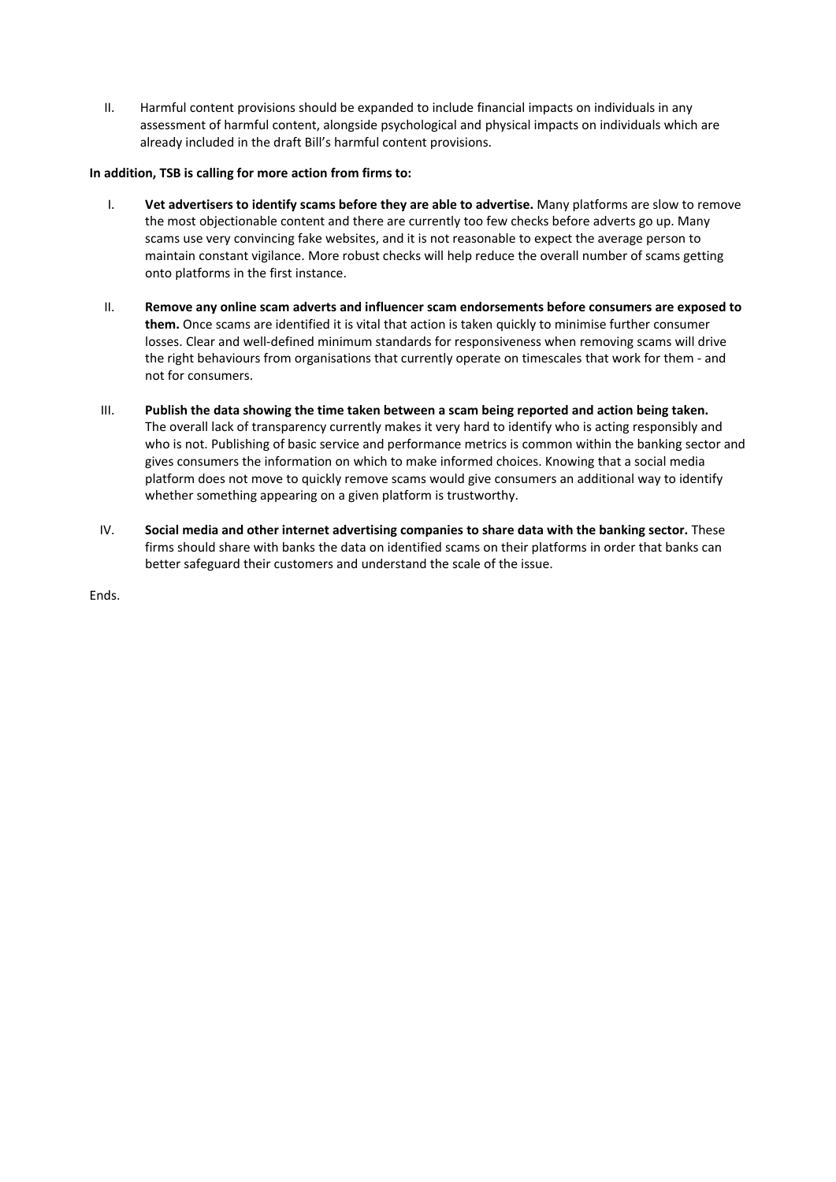II. Harmful content provisions should be expanded to include financial impacts on individuals in any assessment of harmful content, alongside psychological and physical impacts on individuals which are already included in the draft Bill's harmful content provisions.

**In addition, TSB is calling for more action from firms to:**

I. **Vet advertisers to identify scams before they are able to advertise.** Many platforms are slow to remove the most objectionable content and there are currently too few checks before adverts go up. Many scams use very convincing fake websites, and it is not reasonable to expect the average person to maintain constant vigilance. More robust checks will help reduce the overall number of scams getting onto platforms in the first instance.

II. **Remove any online scam adverts and influencer scam endorsements before consumers are exposed to them.** Once scams are identified it is vital that action is taken quickly to minimise further consumer losses. Clear and well-defined minimum standards for responsiveness when removing scams will drive the right behaviours from organisations that currently operate on timescales that work for them - and not for consumers.

III. **Publish the data showing the time taken between a scam being reported and action being taken.** The overall lack of transparency currently makes it very hard to identify who is acting responsibly and who is not. Publishing of basic service and performance metrics is common within the banking sector and gives consumers the information on which to make informed choices. Knowing that a social media platform does not move to quickly remove scams would give consumers an additional way to identify whether something appearing on a given platform is trustworthy.

IV. **Social media and other internet advertising companies to share data with the banking sector.** These firms should share with banks the data on identified scams on their platforms in order that banks can better safeguard their customers and understand the scale of the issue.

Ends.